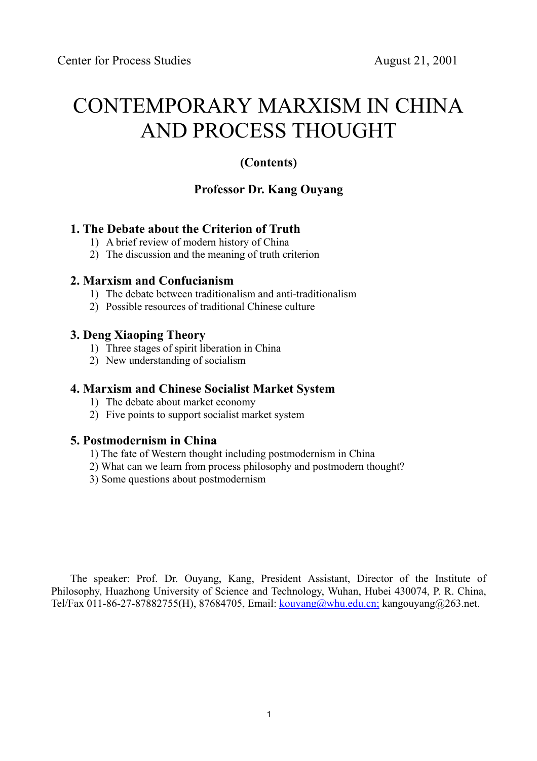Center for Process Studies August 21, 2001

# CONTEMPORARY MARXISM IN CHINA AND PROCESS THOUGHT

**(Contents)**

**Professor Dr. Kang Ouyang**

## 1. The Debate about the Criterion of Truth

1) A brief review of modern history of China
2) The discussion and the meaning of truth criterion

## 2. Marxism and Confucianism

1) The debate between traditionalism and anti-traditionalism
2) Possible resources of traditional Chinese culture

## 3. Deng Xiaoping Theory

1) Three stages of spirit liberation in China
2) New understanding of socialism

## 4. Marxism and Chinese Socialist Market System

1) The debate about market economy
2) Five points to support socialist market system

## 5. Postmodernism in China

1) The fate of Western thought including postmodernism in China
2) What can we learn from process philosophy and postmodern thought?
3) Some questions about postmodernism

The speaker: Prof. Dr. Ouyang, Kang, President Assistant, Director of the Institute of Philosophy, Huazhong University of Science and Technology, Wuhan, Hubei 430074, P. R. China, Tel/Fax 011-86-27-87882755(H), 87684705, Email: kouyang@whu.edu.cn; kangouyang@263.net.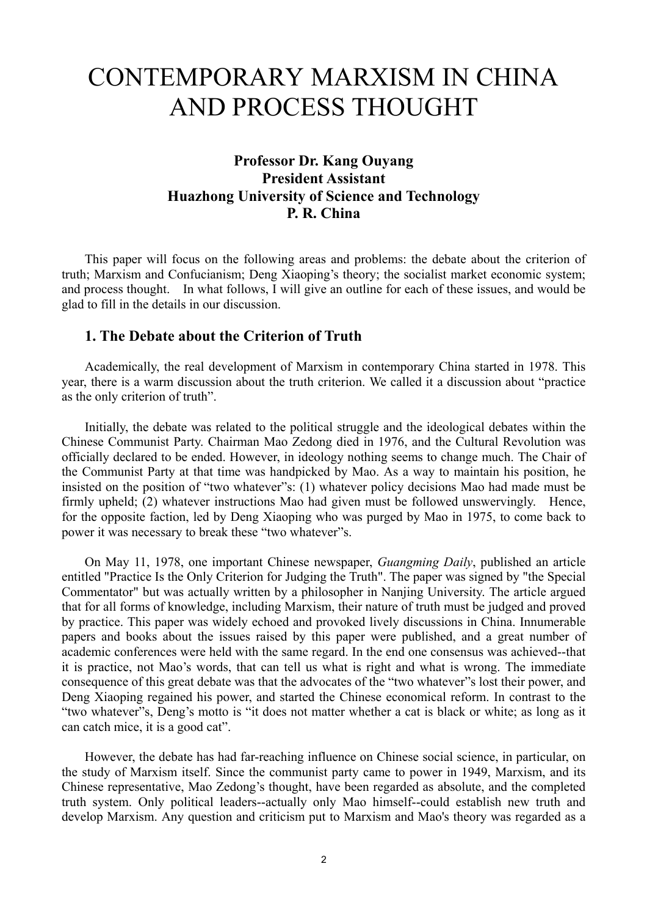# CONTEMPORARY MARXISM IN CHINA AND PROCESS THOUGHT

**Professor Dr. Kang Ouyang**
**President Assistant**
**Huazhong University of Science and Technology**
**P. R. China**

This paper will focus on the following areas and problems: the debate about the criterion of truth; Marxism and Confucianism; Deng Xiaoping's theory; the socialist market economic system; and process thought. In what follows, I will give an outline for each of these issues, and would be glad to fill in the details in our discussion.

## 1. The Debate about the Criterion of Truth

Academically, the real development of Marxism in contemporary China started in 1978. This year, there is a warm discussion about the truth criterion. We called it a discussion about "practice as the only criterion of truth".

Initially, the debate was related to the political struggle and the ideological debates within the Chinese Communist Party. Chairman Mao Zedong died in 1976, and the Cultural Revolution was officially declared to be ended. However, in ideology nothing seems to change much. The Chair of the Communist Party at that time was handpicked by Mao. As a way to maintain his position, he insisted on the position of "two whatever"s: (1) whatever policy decisions Mao had made must be firmly upheld; (2) whatever instructions Mao had given must be followed unswervingly. Hence, for the opposite faction, led by Deng Xiaoping who was purged by Mao in 1975, to come back to power it was necessary to break these "two whatever"s.

On May 11, 1978, one important Chinese newspaper, *Guangming Daily*, published an article entitled "Practice Is the Only Criterion for Judging the Truth". The paper was signed by "the Special Commentator" but was actually written by a philosopher in Nanjing University. The article argued that for all forms of knowledge, including Marxism, their nature of truth must be judged and proved by practice. This paper was widely echoed and provoked lively discussions in China. Innumerable papers and books about the issues raised by this paper were published, and a great number of academic conferences were held with the same regard. In the end one consensus was achieved--that it is practice, not Mao's words, that can tell us what is right and what is wrong. The immediate consequence of this great debate was that the advocates of the "two whatever"s lost their power, and Deng Xiaoping regained his power, and started the Chinese economical reform. In contrast to the "two whatever"s, Deng's motto is "it does not matter whether a cat is black or white; as long as it can catch mice, it is a good cat".

However, the debate has had far-reaching influence on Chinese social science, in particular, on the study of Marxism itself. Since the communist party came to power in 1949, Marxism, and its Chinese representative, Mao Zedong's thought, have been regarded as absolute, and the completed truth system. Only political leaders--actually only Mao himself--could establish new truth and develop Marxism. Any question and criticism put to Marxism and Mao's theory was regarded as a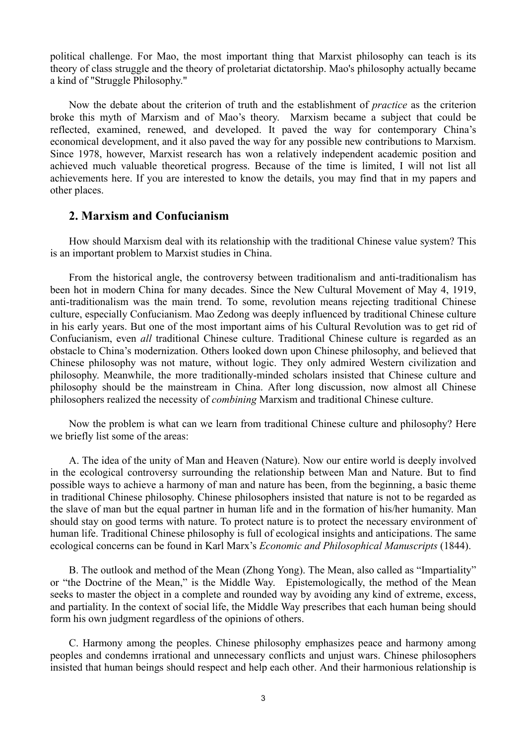political challenge. For Mao, the most important thing that Marxist philosophy can teach is its theory of class struggle and the theory of proletariat dictatorship. Mao's philosophy actually became a kind of "Struggle Philosophy."

Now the debate about the criterion of truth and the establishment of *practice* as the criterion broke this myth of Marxism and of Mao's theory. Marxism became a subject that could be reflected, examined, renewed, and developed. It paved the way for contemporary China's economical development, and it also paved the way for any possible new contributions to Marxism. Since 1978, however, Marxist research has won a relatively independent academic position and achieved much valuable theoretical progress. Because of the time is limited, I will not list all achievements here. If you are interested to know the details, you may find that in my papers and other places.

## 2. Marxism and Confucianism

How should Marxism deal with its relationship with the traditional Chinese value system? This is an important problem to Marxist studies in China.

From the historical angle, the controversy between traditionalism and anti-traditionalism has been hot in modern China for many decades. Since the New Cultural Movement of May 4, 1919, anti-traditionalism was the main trend. To some, revolution means rejecting traditional Chinese culture, especially Confucianism. Mao Zedong was deeply influenced by traditional Chinese culture in his early years. But one of the most important aims of his Cultural Revolution was to get rid of Confucianism, even *all* traditional Chinese culture. Traditional Chinese culture is regarded as an obstacle to China's modernization. Others looked down upon Chinese philosophy, and believed that Chinese philosophy was not mature, without logic. They only admired Western civilization and philosophy. Meanwhile, the more traditionally-minded scholars insisted that Chinese culture and philosophy should be the mainstream in China. After long discussion, now almost all Chinese philosophers realized the necessity of *combining* Marxism and traditional Chinese culture.

Now the problem is what can we learn from traditional Chinese culture and philosophy? Here we briefly list some of the areas:

A. The idea of the unity of Man and Heaven (Nature). Now our entire world is deeply involved in the ecological controversy surrounding the relationship between Man and Nature. But to find possible ways to achieve a harmony of man and nature has been, from the beginning, a basic theme in traditional Chinese philosophy. Chinese philosophers insisted that nature is not to be regarded as the slave of man but the equal partner in human life and in the formation of his/her humanity. Man should stay on good terms with nature. To protect nature is to protect the necessary environment of human life. Traditional Chinese philosophy is full of ecological insights and anticipations. The same ecological concerns can be found in Karl Marx's *Economic and Philosophical Manuscripts* (1844).

B. The outlook and method of the Mean (Zhong Yong). The Mean, also called as "Impartiality" or "the Doctrine of the Mean," is the Middle Way. Epistemologically, the method of the Mean seeks to master the object in a complete and rounded way by avoiding any kind of extreme, excess, and partiality. In the context of social life, the Middle Way prescribes that each human being should form his own judgment regardless of the opinions of others.

C. Harmony among the peoples. Chinese philosophy emphasizes peace and harmony among peoples and condemns irrational and unnecessary conflicts and unjust wars. Chinese philosophers insisted that human beings should respect and help each other. And their harmonious relationship is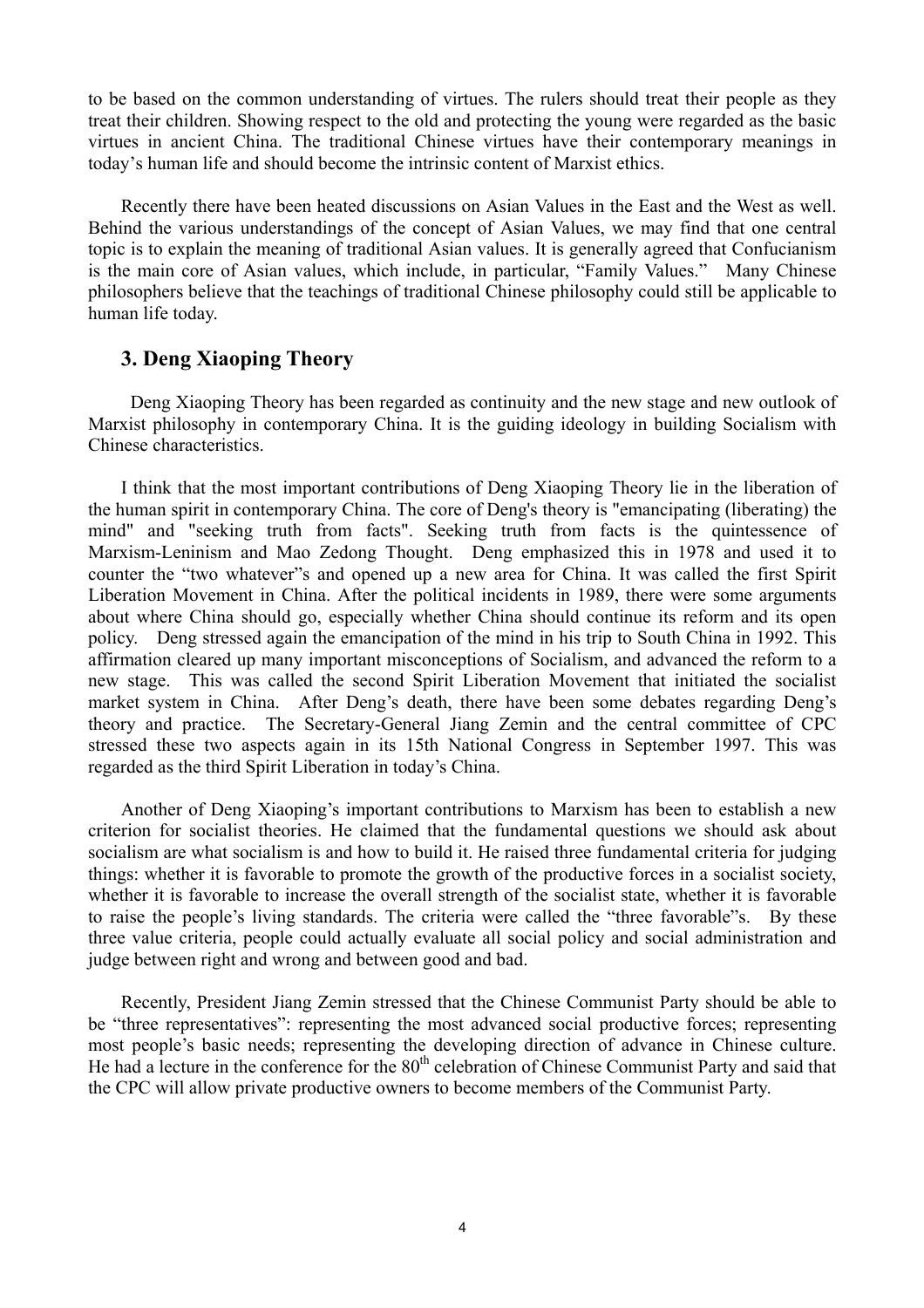to be based on the common understanding of virtues. The rulers should treat their people as they treat their children. Showing respect to the old and protecting the young were regarded as the basic virtues in ancient China. The traditional Chinese virtues have their contemporary meanings in today's human life and should become the intrinsic content of Marxist ethics.

Recently there have been heated discussions on Asian Values in the East and the West as well. Behind the various understandings of the concept of Asian Values, we may find that one central topic is to explain the meaning of traditional Asian values. It is generally agreed that Confucianism is the main core of Asian values, which include, in particular, "Family Values." Many Chinese philosophers believe that the teachings of traditional Chinese philosophy could still be applicable to human life today.

## 3. Deng Xiaoping Theory

Deng Xiaoping Theory has been regarded as continuity and the new stage and new outlook of Marxist philosophy in contemporary China. It is the guiding ideology in building Socialism with Chinese characteristics.

I think that the most important contributions of Deng Xiaoping Theory lie in the liberation of the human spirit in contemporary China. The core of Deng's theory is "emancipating (liberating) the mind" and "seeking truth from facts". Seeking truth from facts is the quintessence of Marxism-Leninism and Mao Zedong Thought. Deng emphasized this in 1978 and used it to counter the "two whatever"s and opened up a new area for China. It was called the first Spirit Liberation Movement in China. After the political incidents in 1989, there were some arguments about where China should go, especially whether China should continue its reform and its open policy. Deng stressed again the emancipation of the mind in his trip to South China in 1992. This affirmation cleared up many important misconceptions of Socialism, and advanced the reform to a new stage. This was called the second Spirit Liberation Movement that initiated the socialist market system in China. After Deng's death, there have been some debates regarding Deng's theory and practice. The Secretary-General Jiang Zemin and the central committee of CPC stressed these two aspects again in its 15th National Congress in September 1997. This was regarded as the third Spirit Liberation in today's China.

Another of Deng Xiaoping's important contributions to Marxism has been to establish a new criterion for socialist theories. He claimed that the fundamental questions we should ask about socialism are what socialism is and how to build it. He raised three fundamental criteria for judging things: whether it is favorable to promote the growth of the productive forces in a socialist society, whether it is favorable to increase the overall strength of the socialist state, whether it is favorable to raise the people's living standards. The criteria were called the "three favorable"s. By these three value criteria, people could actually evaluate all social policy and social administration and judge between right and wrong and between good and bad.

Recently, President Jiang Zemin stressed that the Chinese Communist Party should be able to be "three representatives": representing the most advanced social productive forces; representing most people's basic needs; representing the developing direction of advance in Chinese culture. He had a lecture in the conference for the 80th celebration of Chinese Communist Party and said that the CPC will allow private productive owners to become members of the Communist Party.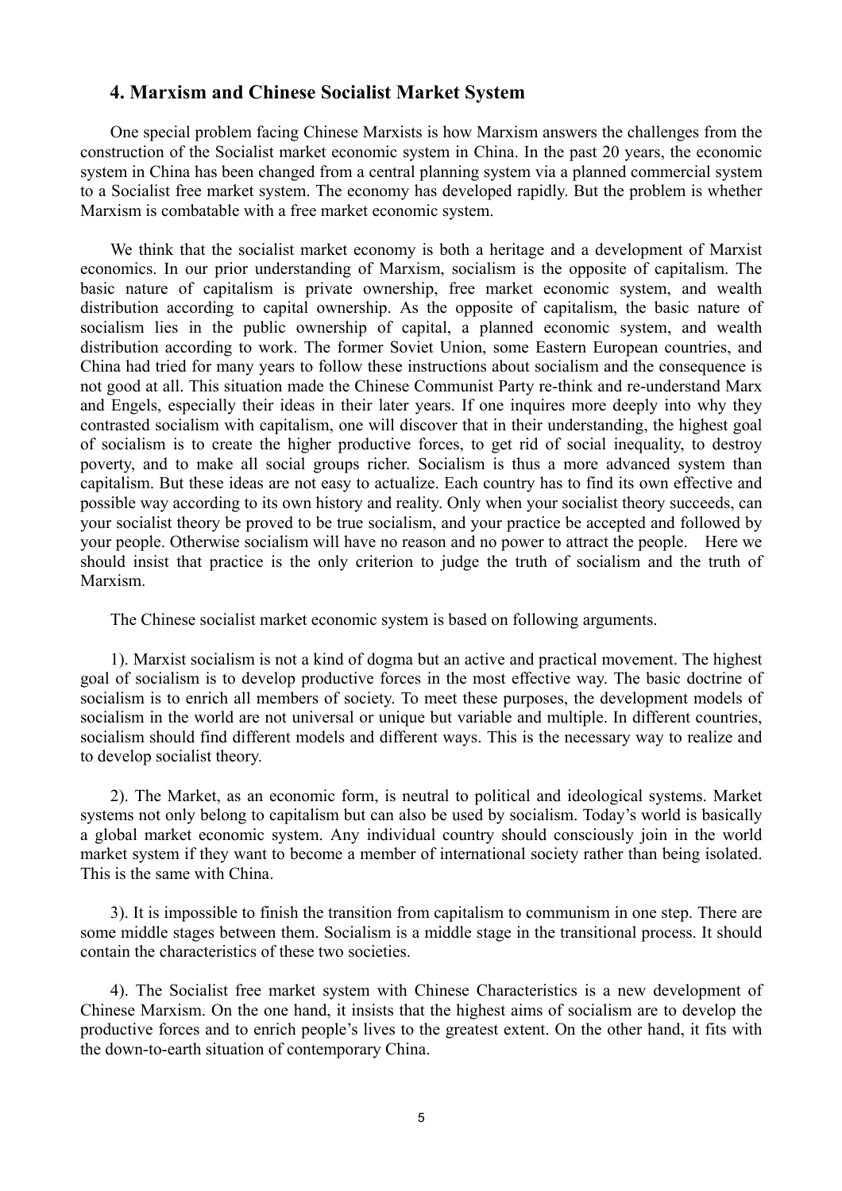## 4. Marxism and Chinese Socialist Market System

One special problem facing Chinese Marxists is how Marxism answers the challenges from the construction of the Socialist market economic system in China. In the past 20 years, the economic system in China has been changed from a central planning system via a planned commercial system to a Socialist free market system. The economy has developed rapidly. But the problem is whether Marxism is combatable with a free market economic system.

We think that the socialist market economy is both a heritage and a development of Marxist economics. In our prior understanding of Marxism, socialism is the opposite of capitalism. The basic nature of capitalism is private ownership, free market economic system, and wealth distribution according to capital ownership. As the opposite of capitalism, the basic nature of socialism lies in the public ownership of capital, a planned economic system, and wealth distribution according to work. The former Soviet Union, some Eastern European countries, and China had tried for many years to follow these instructions about socialism and the consequence is not good at all. This situation made the Chinese Communist Party re-think and re-understand Marx and Engels, especially their ideas in their later years. If one inquires more deeply into why they contrasted socialism with capitalism, one will discover that in their understanding, the highest goal of socialism is to create the higher productive forces, to get rid of social inequality, to destroy poverty, and to make all social groups richer. Socialism is thus a more advanced system than capitalism. But these ideas are not easy to actualize. Each country has to find its own effective and possible way according to its own history and reality. Only when your socialist theory succeeds, can your socialist theory be proved to be true socialism, and your practice be accepted and followed by your people. Otherwise socialism will have no reason and no power to attract the people. Here we should insist that practice is the only criterion to judge the truth of socialism and the truth of Marxism.

The Chinese socialist market economic system is based on following arguments.

1). Marxist socialism is not a kind of dogma but an active and practical movement. The highest goal of socialism is to develop productive forces in the most effective way. The basic doctrine of socialism is to enrich all members of society. To meet these purposes, the development models of socialism in the world are not universal or unique but variable and multiple. In different countries, socialism should find different models and different ways. This is the necessary way to realize and to develop socialist theory.

2). The Market, as an economic form, is neutral to political and ideological systems. Market systems not only belong to capitalism but can also be used by socialism. Today's world is basically a global market economic system. Any individual country should consciously join in the world market system if they want to become a member of international society rather than being isolated. This is the same with China.

3). It is impossible to finish the transition from capitalism to communism in one step. There are some middle stages between them. Socialism is a middle stage in the transitional process. It should contain the characteristics of these two societies.

4). The Socialist free market system with Chinese Characteristics is a new development of Chinese Marxism. On the one hand, it insists that the highest aims of socialism are to develop the productive forces and to enrich people's lives to the greatest extent. On the other hand, it fits with the down-to-earth situation of contemporary China.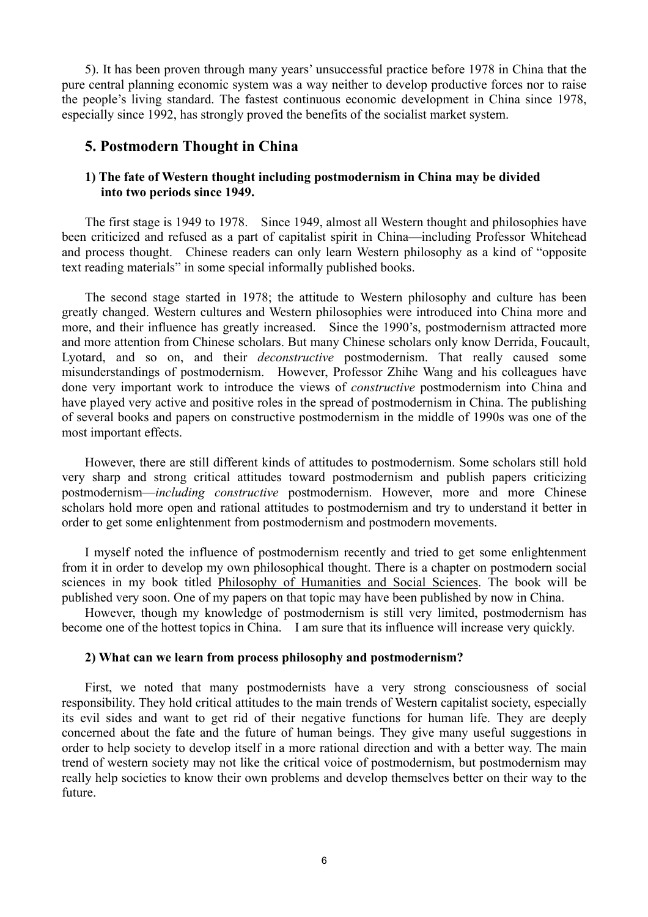5). It has been proven through many years' unsuccessful practice before 1978 in China that the pure central planning economic system was a way neither to develop productive forces nor to raise the people's living standard. The fastest continuous economic development in China since 1978, especially since 1992, has strongly proved the benefits of the socialist market system.

## 5. Postmodern Thought in China

### 1) The fate of Western thought including postmodernism in China may be divided into two periods since 1949.

The first stage is 1949 to 1978. Since 1949, almost all Western thought and philosophies have been criticized and refused as a part of capitalist spirit in China—including Professor Whitehead and process thought. Chinese readers can only learn Western philosophy as a kind of "opposite text reading materials" in some special informally published books.

The second stage started in 1978; the attitude to Western philosophy and culture has been greatly changed. Western cultures and Western philosophies were introduced into China more and more, and their influence has greatly increased. Since the 1990's, postmodernism attracted more and more attention from Chinese scholars. But many Chinese scholars only know Derrida, Foucault, Lyotard, and so on, and their *deconstructive* postmodernism. That really caused some misunderstandings of postmodernism. However, Professor Zhihe Wang and his colleagues have done very important work to introduce the views of *constructive* postmodernism into China and have played very active and positive roles in the spread of postmodernism in China. The publishing of several books and papers on constructive postmodernism in the middle of 1990s was one of the most important effects.

However, there are still different kinds of attitudes to postmodernism. Some scholars still hold very sharp and strong critical attitudes toward postmodernism and publish papers criticizing postmodernism—*including constructive* postmodernism. However, more and more Chinese scholars hold more open and rational attitudes to postmodernism and try to understand it better in order to get some enlightenment from postmodernism and postmodern movements.

I myself noted the influence of postmodernism recently and tried to get some enlightenment from it in order to develop my own philosophical thought. There is a chapter on postmodern social sciences in my book titled Philosophy of Humanities and Social Sciences. The book will be published very soon. One of my papers on that topic may have been published by now in China.

However, though my knowledge of postmodernism is still very limited, postmodernism has become one of the hottest topics in China. I am sure that its influence will increase very quickly.

### 2) What can we learn from process philosophy and postmodernism?

First, we noted that many postmodernists have a very strong consciousness of social responsibility. They hold critical attitudes to the main trends of Western capitalist society, especially its evil sides and want to get rid of their negative functions for human life. They are deeply concerned about the fate and the future of human beings. They give many useful suggestions in order to help society to develop itself in a more rational direction and with a better way. The main trend of western society may not like the critical voice of postmodernism, but postmodernism may really help societies to know their own problems and develop themselves better on their way to the future.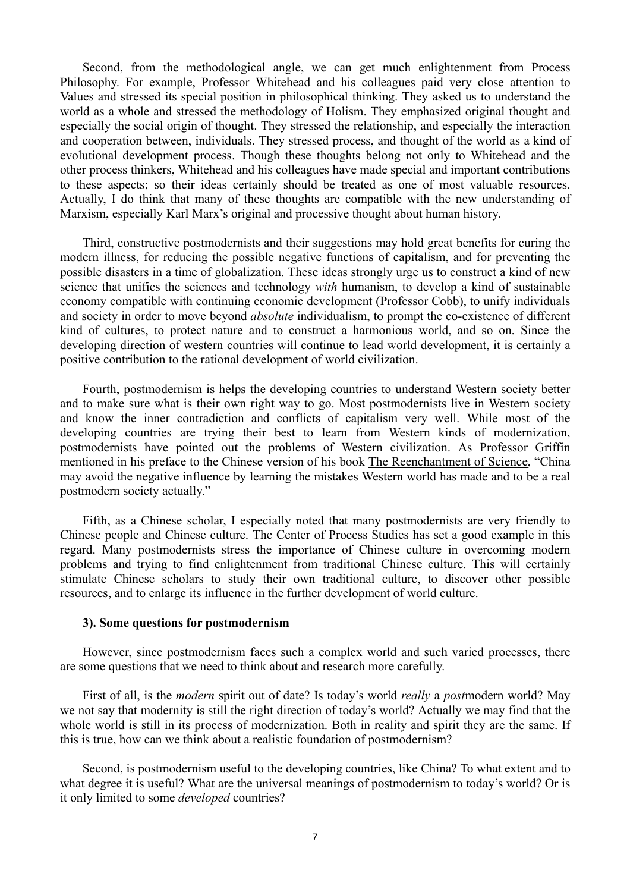Second, from the methodological angle, we can get much enlightenment from Process Philosophy. For example, Professor Whitehead and his colleagues paid very close attention to Values and stressed its special position in philosophical thinking. They asked us to understand the world as a whole and stressed the methodology of Holism. They emphasized original thought and especially the social origin of thought. They stressed the relationship, and especially the interaction and cooperation between, individuals. They stressed process, and thought of the world as a kind of evolutional development process. Though these thoughts belong not only to Whitehead and the other process thinkers, Whitehead and his colleagues have made special and important contributions to these aspects; so their ideas certainly should be treated as one of most valuable resources. Actually, I do think that many of these thoughts are compatible with the new understanding of Marxism, especially Karl Marx's original and processive thought about human history.

Third, constructive postmodernists and their suggestions may hold great benefits for curing the modern illness, for reducing the possible negative functions of capitalism, and for preventing the possible disasters in a time of globalization. These ideas strongly urge us to construct a kind of new science that unifies the sciences and technology *with* humanism, to develop a kind of sustainable economy compatible with continuing economic development (Professor Cobb), to unify individuals and society in order to move beyond *absolute* individualism, to prompt the co-existence of different kind of cultures, to protect nature and to construct a harmonious world, and so on. Since the developing direction of western countries will continue to lead world development, it is certainly a positive contribution to the rational development of world civilization.

Fourth, postmodernism is helps the developing countries to understand Western society better and to make sure what is their own right way to go. Most postmodernists live in Western society and know the inner contradiction and conflicts of capitalism very well. While most of the developing countries are trying their best to learn from Western kinds of modernization, postmodernists have pointed out the problems of Western civilization. As Professor Griffin mentioned in his preface to the Chinese version of his book The Reenchantment of Science, "China may avoid the negative influence by learning the mistakes Western world has made and to be a real postmodern society actually."

Fifth, as a Chinese scholar, I especially noted that many postmodernists are very friendly to Chinese people and Chinese culture. The Center of Process Studies has set a good example in this regard. Many postmodernists stress the importance of Chinese culture in overcoming modern problems and trying to find enlightenment from traditional Chinese culture. This will certainly stimulate Chinese scholars to study their own traditional culture, to discover other possible resources, and to enlarge its influence in the further development of world culture.

**3). Some questions for postmodernism**

However, since postmodernism faces such a complex world and such varied processes, there are some questions that we need to think about and research more carefully.

First of all, is the *modern* spirit out of date? Is today's world *really* a *post*modern world? May we not say that modernity is still the right direction of today's world? Actually we may find that the whole world is still in its process of modernization. Both in reality and spirit they are the same. If this is true, how can we think about a realistic foundation of postmodernism?

Second, is postmodernism useful to the developing countries, like China? To what extent and to what degree it is useful? What are the universal meanings of postmodernism to today's world? Or is it only limited to some *developed* countries?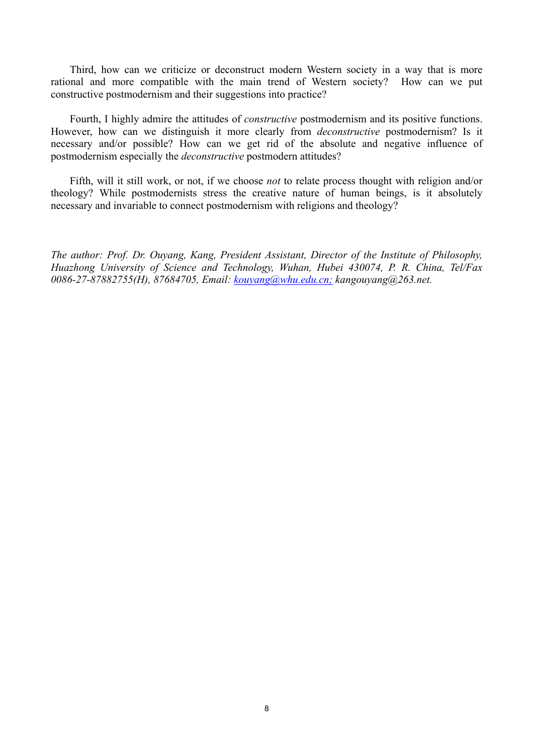Third, how can we criticize or deconstruct modern Western society in a way that is more rational and more compatible with the main trend of Western society? How can we put constructive postmodernism and their suggestions into practice?

Fourth, I highly admire the attitudes of *constructive* postmodernism and its positive functions. However, how can we distinguish it more clearly from *deconstructive* postmodernism? Is it necessary and/or possible? How can we get rid of the absolute and negative influence of postmodernism especially the *deconstructive* postmodern attitudes?

Fifth, will it still work, or not, if we choose *not* to relate process thought with religion and/or theology? While postmodernists stress the creative nature of human beings, is it absolutely necessary and invariable to connect postmodernism with religions and theology?

*The author: Prof. Dr. Ouyang, Kang, President Assistant, Director of the Institute of Philosophy, Huazhong University of Science and Technology, Wuhan, Hubei 430074, P. R. China, Tel/Fax 0086-27-87882755(H), 87684705, Email: kouyang@whu.edu.cn; kangouyang@263.net.*